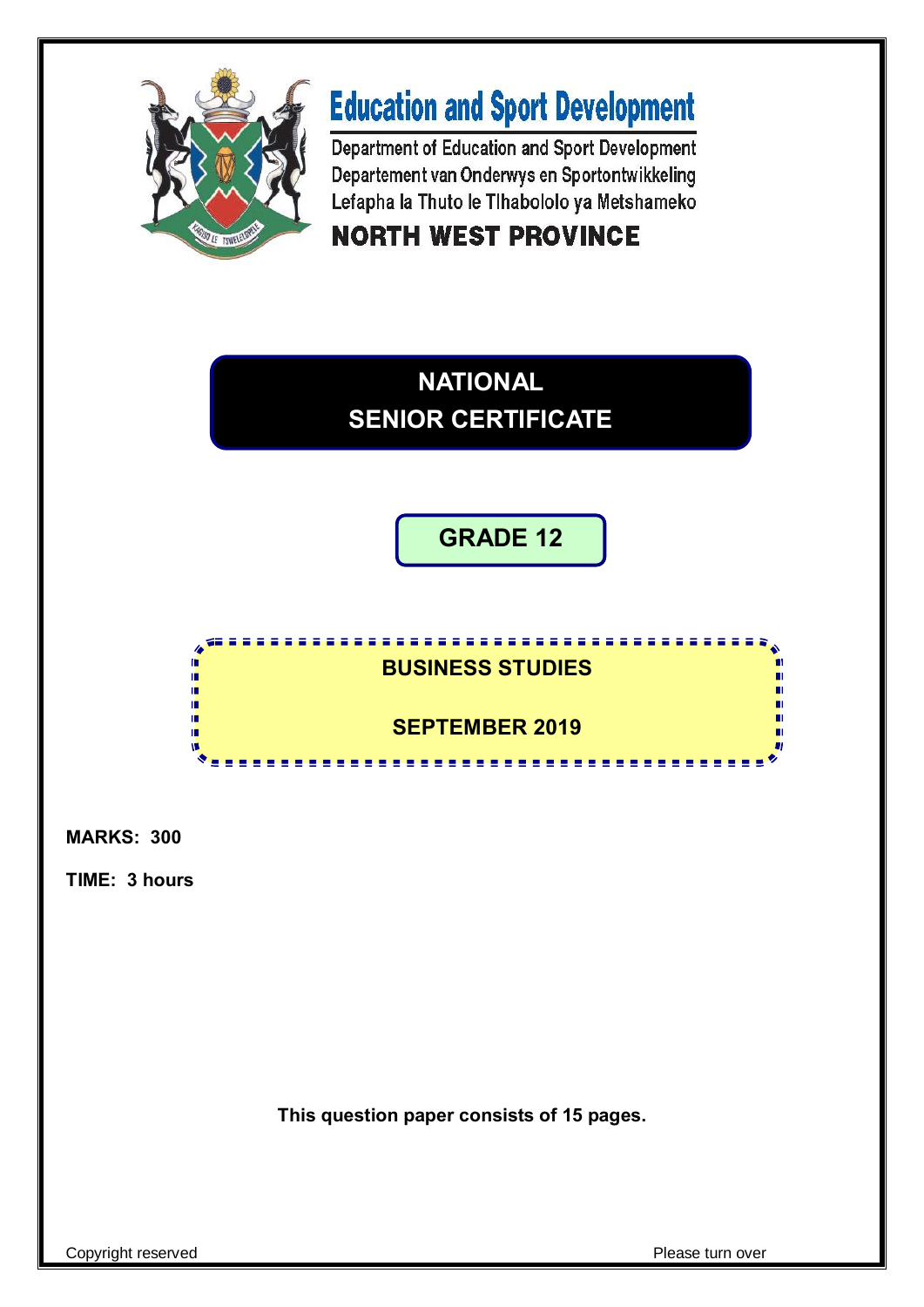# Education and Sport Development

Department of Education and Sport Development
Departement van Onderwys en Sportontwikkeling
Lefapha la Thuto le Tlhabololo ya Metshameko

**NORTH WEST PROVINCE**

## NATIONAL SENIOR CERTIFICATE

## GRADE 12

## BUSINESS STUDIES

## SEPTEMBER 2019

**MARKS: 300**

**TIME: 3 hours**

**This question paper consists of 15 pages.**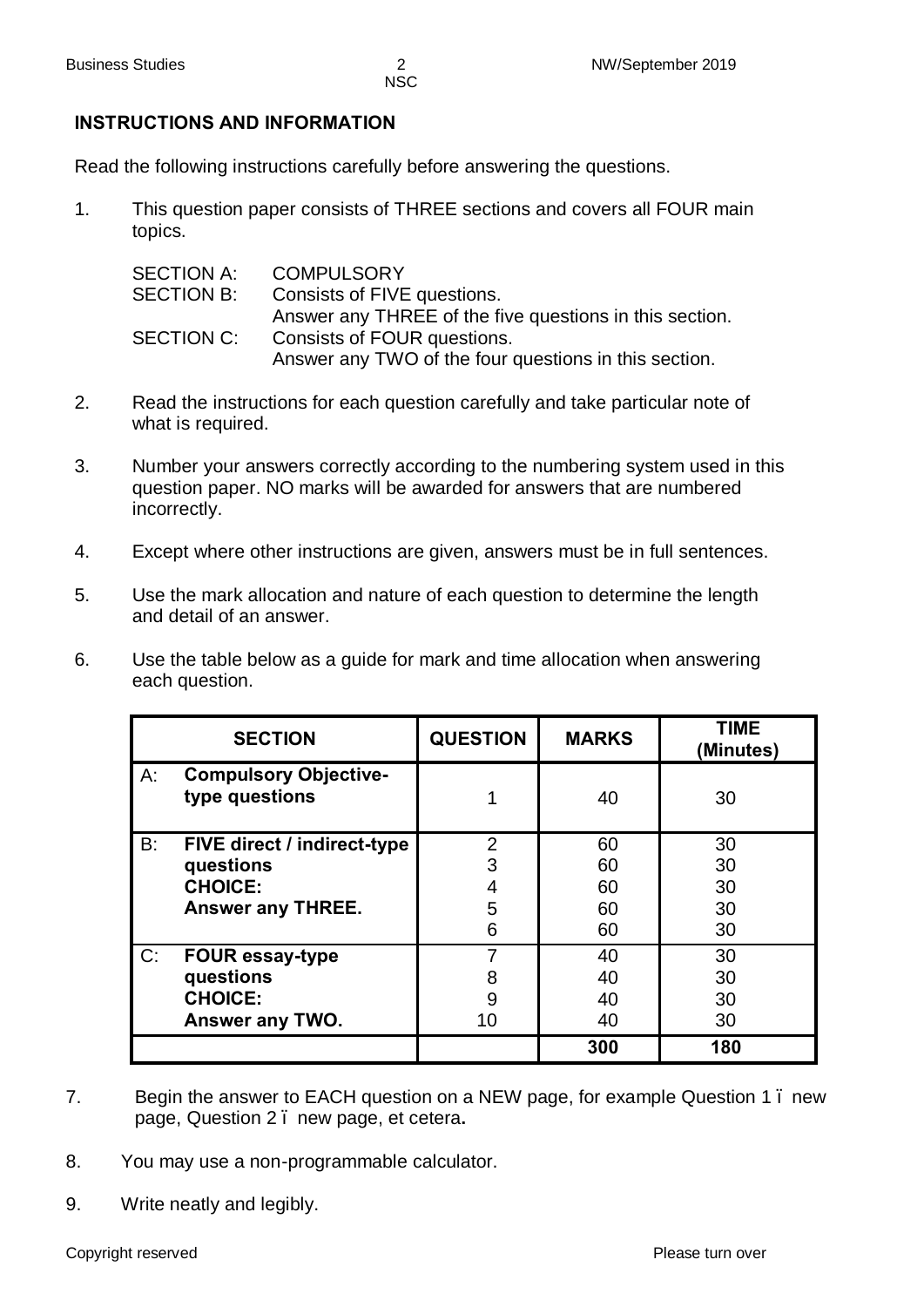**INSTRUCTIONS AND INFORMATION**

Read the following instructions carefully before answering the questions.

1. This question paper consists of THREE sections and covers all FOUR main topics.

   SECTION A: COMPULSORY
   SECTION B: Consists of FIVE questions.
   Answer any THREE of the five questions in this section.
   SECTION C: Consists of FOUR questions.
   Answer any TWO of the four questions in this section.

2. Read the instructions for each question carefully and take particular note of what is required.

3. Number your answers correctly according to the numbering system used in this question paper. NO marks will be awarded for answers that are numbered incorrectly.

4. Except where other instructions are given, answers must be in full sentences.

5. Use the mark allocation and nature of each question to determine the length and detail of an answer.

6. Use the table below as a guide for mark and time allocation when answering each question.

| SECTION | QUESTION | MARKS | TIME (Minutes) |
|---|---|---|---|
| A: **Compulsory Objective-type questions** | 1 | 40 | 30 |
| B: **FIVE direct / indirect-type questions CHOICE: Answer any THREE.** | 2<br>3<br>4<br>5<br>6 | 60<br>60<br>60<br>60<br>60 | 30<br>30<br>30<br>30<br>30 |
| C: **FOUR essay-type questions CHOICE: Answer any TWO.** | 7<br>8<br>9<br>10 | 40<br>40<br>40<br>40 | 30<br>30<br>30<br>30 |
| | | **300** | **180** |

7. Begin the answer to EACH question on a NEW page, for example Question 1 – new page, Question 2 – new page, et cetera.

8. You may use a non-programmable calculator.

9. Write neatly and legibly.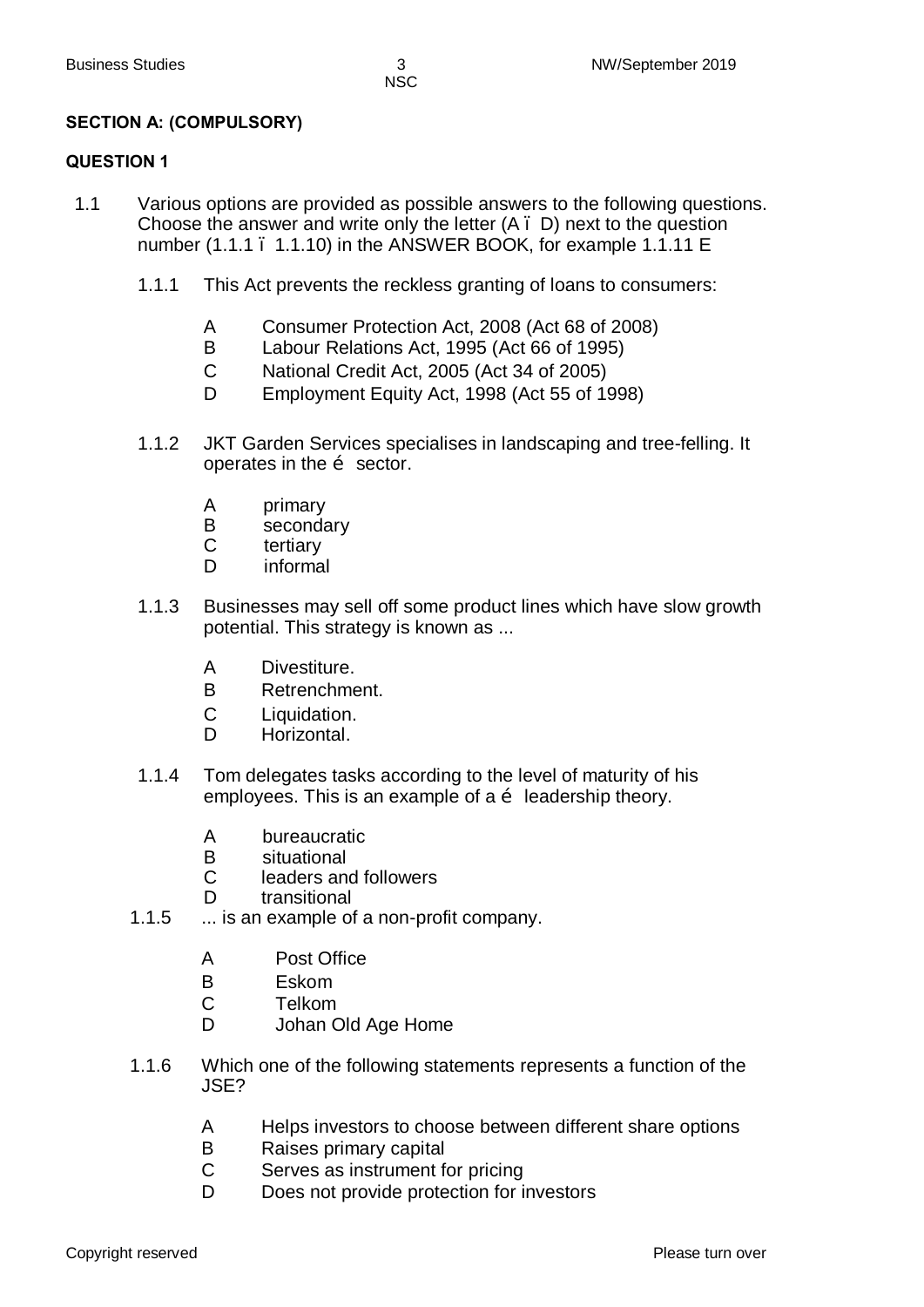**SECTION A: (COMPULSORY)**

**QUESTION 1**

1.1 Various options are provided as possible answers to the following questions. Choose the answer and write only the letter (A – D) next to the question number (1.1.1 – 1.1.10) in the ANSWER BOOK, for example 1.1.11 E

1.1.1 This Act prevents the reckless granting of loans to consumers:

- A Consumer Protection Act, 2008 (Act 68 of 2008)
- B Labour Relations Act, 1995 (Act 66 of 1995)
- C National Credit Act, 2005 (Act 34 of 2005)
- D Employment Equity Act, 1998 (Act 55 of 1998)

1.1.2 JKT Garden Services specialises in landscaping and tree-felling. It operates in the … sector.

- A primary
- B secondary
- C tertiary
- D informal

1.1.3 Businesses may sell off some product lines which have slow growth potential. This strategy is known as ...

- A Divestiture.
- B Retrenchment.
- C Liquidation.
- D Horizontal.

1.1.4 Tom delegates tasks according to the level of maturity of his employees. This is an example of a … leadership theory.

- A bureaucratic
- B situational
- C leaders and followers
- D transitional

1.1.5 ... is an example of a non-profit company.

- A Post Office
- B Eskom
- C Telkom
- D Johan Old Age Home

1.1.6 Which one of the following statements represents a function of the JSE?

- A Helps investors to choose between different share options
- B Raises primary capital
- C Serves as instrument for pricing
- D Does not provide protection for investors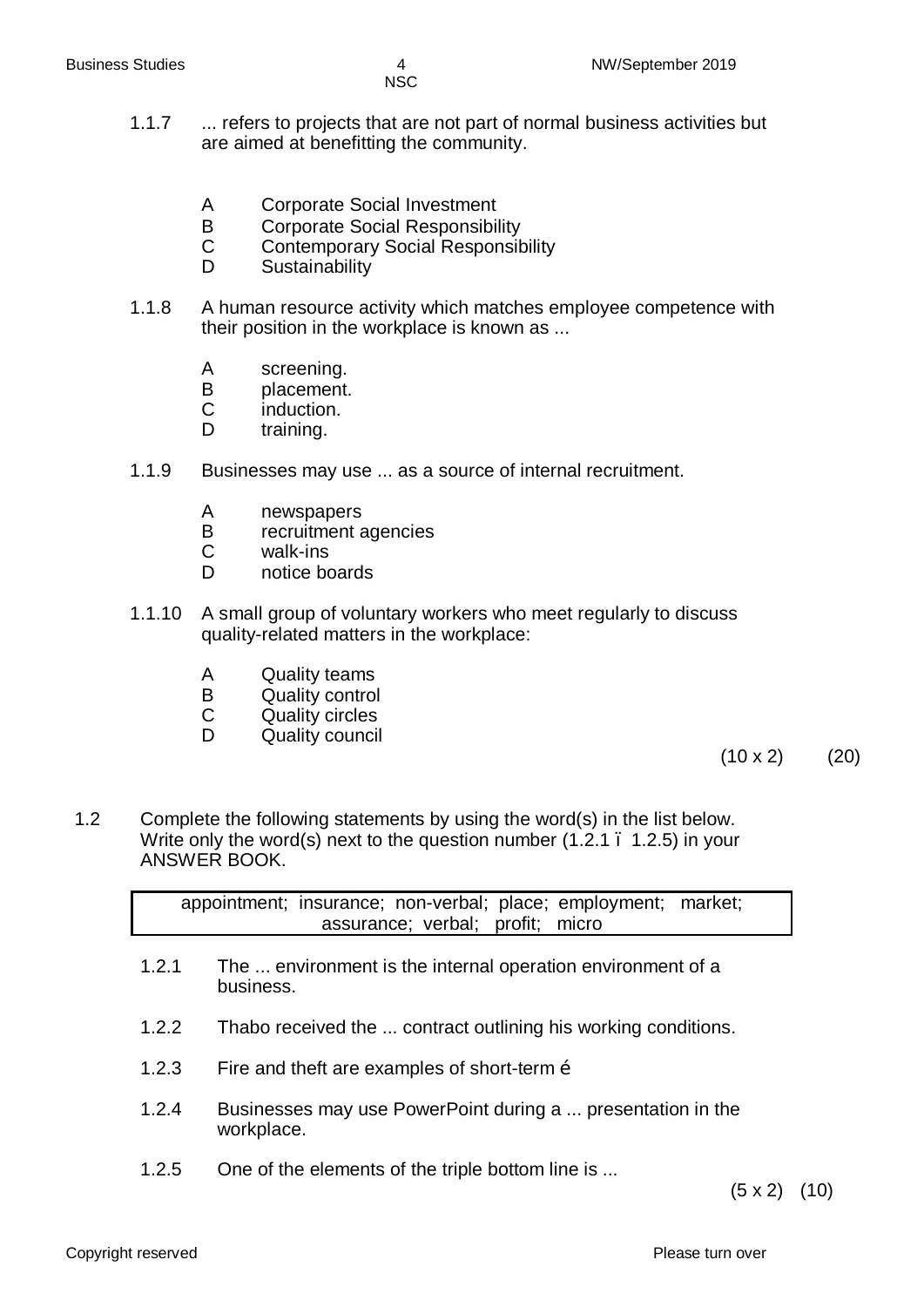1.1.7 ... refers to projects that are not part of normal business activities but are aimed at benefitting the community.

A Corporate Social Investment
B Corporate Social Responsibility
C Contemporary Social Responsibility
D Sustainability

1.1.8 A human resource activity which matches employee competence with their position in the workplace is known as ...

A screening.
B placement.
C induction.
D training.

1.1.9 Businesses may use ... as a source of internal recruitment.

A newspapers
B recruitment agencies
C walk-ins
D notice boards

1.1.10 A small group of voluntary workers who meet regularly to discuss quality-related matters in the workplace:

A Quality teams
B Quality control
C Quality circles
D Quality council

(10 x 2) (20)

1.2 Complete the following statements by using the word(s) in the list below. Write only the word(s) next to the question number (1.2.1 – 1.2.5) in your ANSWER BOOK.

| appointment; insurance; non-verbal; place; employment; market; assurance; verbal; profit; micro |
|---|

1.2.1 The ... environment is the internal operation environment of a business.

1.2.2 Thabo received the ... contract outlining his working conditions.

1.2.3 Fire and theft are examples of short-term …

1.2.4 Businesses may use PowerPoint during a ... presentation in the workplace.

1.2.5 One of the elements of the triple bottom line is ...

(5 x 2) (10)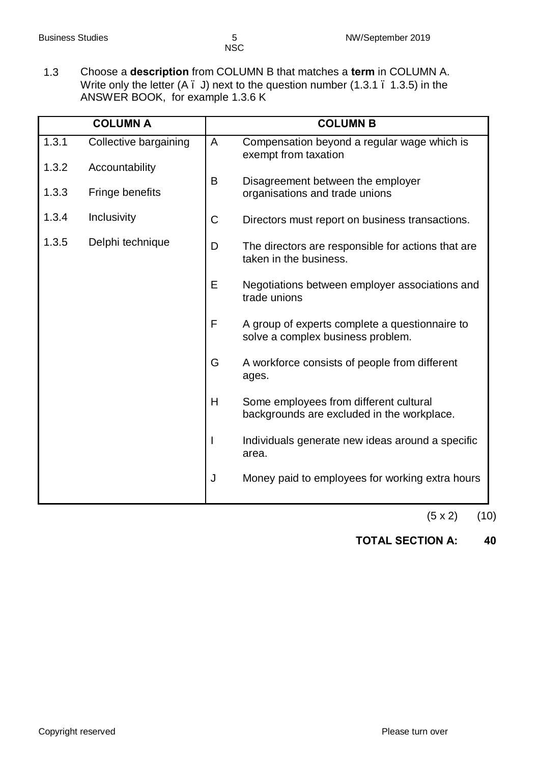1.3 Choose a **description** from COLUMN B that matches a **term** in COLUMN A. Write only the letter (A – J) next to the question number (1.3.1 – 1.3.5) in the ANSWER BOOK, for example 1.3.6 K

| COLUMN A | | COLUMN B | |
|---|---|---|---|
| 1.3.1 | Collective bargaining | A | Compensation beyond a regular wage which is exempt from taxation |
| 1.3.2 | Accountability | B | Disagreement between the employer organisations and trade unions |
| 1.3.3 | Fringe benefits | C | Directors must report on business transactions. |
| 1.3.4 | Inclusivity | D | The directors are responsible for actions that are taken in the business. |
| 1.3.5 | Delphi technique | E | Negotiations between employer associations and trade unions |
| | | F | A group of experts complete a questionnaire to solve a complex business problem. |
| | | G | A workforce consists of people from different ages. |
| | | H | Some employees from different cultural backgrounds are excluded in the workplace. |
| | | I | Individuals generate new ideas around a specific area. |
| | | J | Money paid to employees for working extra hours |

(5 x 2) (10)

**TOTAL SECTION A: 40**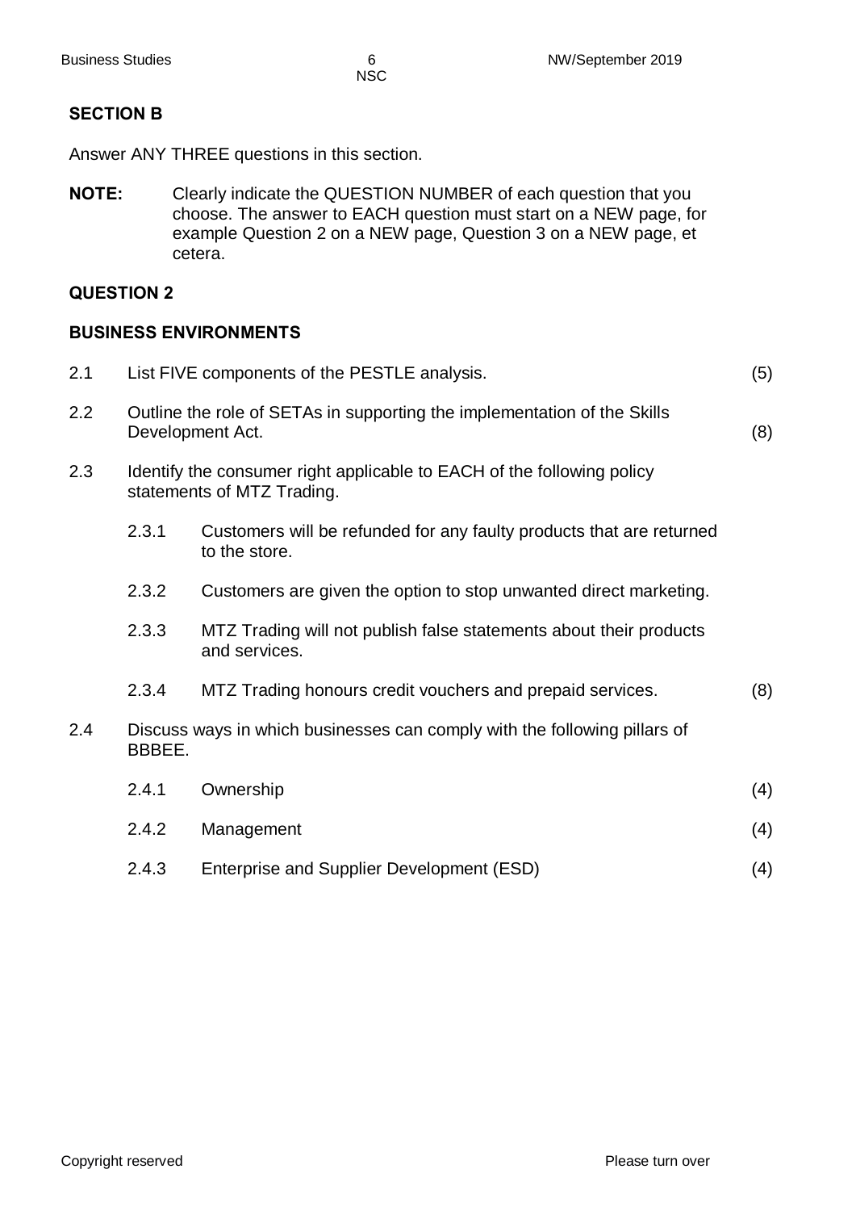## SECTION B

Answer ANY THREE questions in this section.

**NOTE:** Clearly indicate the QUESTION NUMBER of each question that you choose. The answer to EACH question must start on a NEW page, for example Question 2 on a NEW page, Question 3 on a NEW page, et cetera.

## QUESTION 2

### BUSINESS ENVIRONMENTS

2.1 List FIVE components of the PESTLE analysis. (5)

2.2 Outline the role of SETAs in supporting the implementation of the Skills Development Act. (8)

2.3 Identify the consumer right applicable to EACH of the following policy statements of MTZ Trading.

2.3.1 Customers will be refunded for any faulty products that are returned to the store.

2.3.2 Customers are given the option to stop unwanted direct marketing.

2.3.3 MTZ Trading will not publish false statements about their products and services.

2.3.4 MTZ Trading honours credit vouchers and prepaid services. (8)

2.4 Discuss ways in which businesses can comply with the following pillars of BBBEE.

2.4.1 Ownership (4)

2.4.2 Management (4)

2.4.3 Enterprise and Supplier Development (ESD) (4)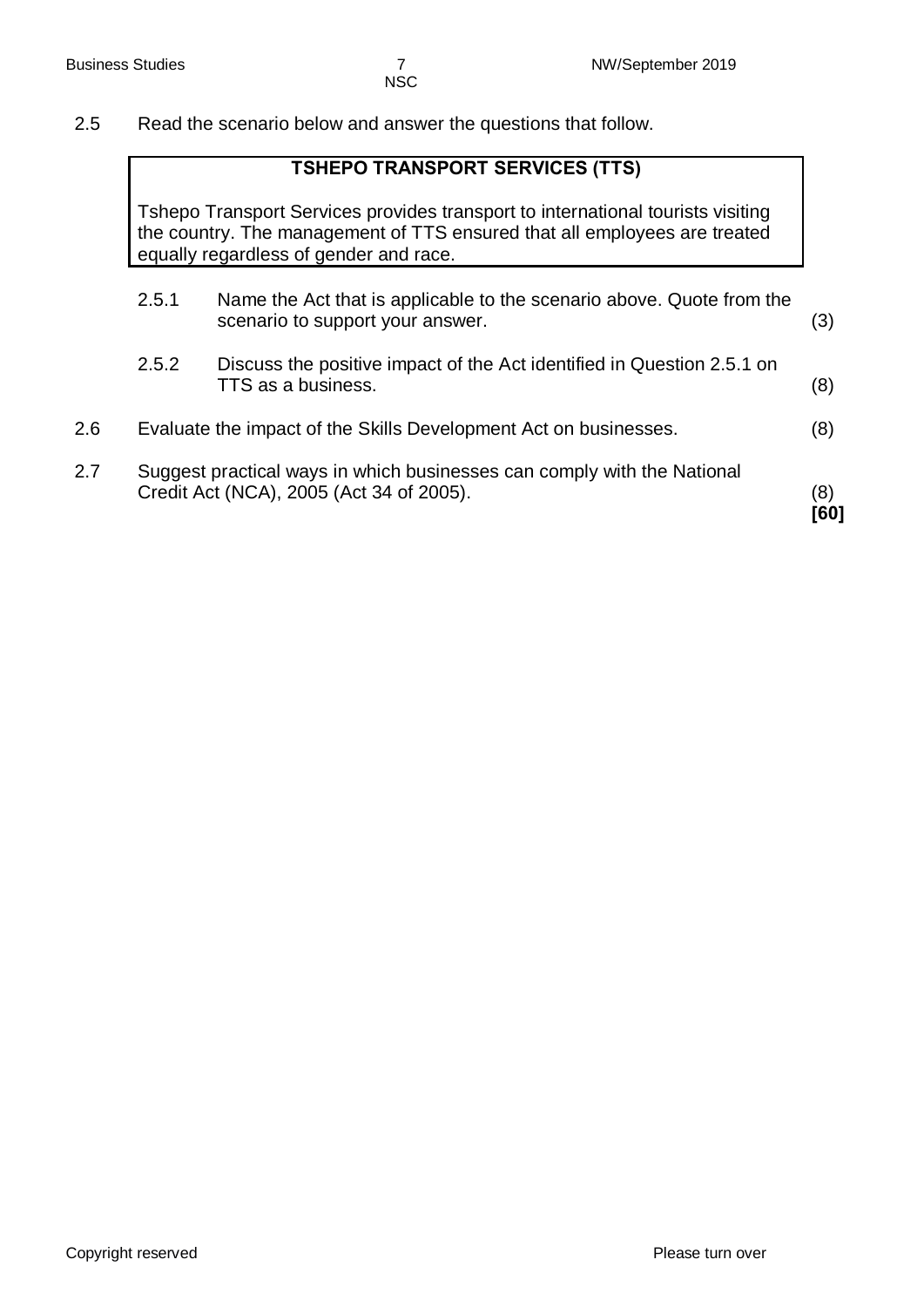2.5 Read the scenario below and answer the questions that follow.

| **TSHEPO TRANSPORT SERVICES (TTS)** |
|---|
| Tshepo Transport Services provides transport to international tourists visiting the country. The management of TTS ensured that all employees are treated equally regardless of gender and race. |

2.5.1 Name the Act that is applicable to the scenario above. Quote from the scenario to support your answer. (3)

2.5.2 Discuss the positive impact of the Act identified in Question 2.5.1 on TTS as a business. (8)

2.6 Evaluate the impact of the Skills Development Act on businesses. (8)

2.7 Suggest practical ways in which businesses can comply with the National Credit Act (NCA), 2005 (Act 34 of 2005). (8)

**[60]**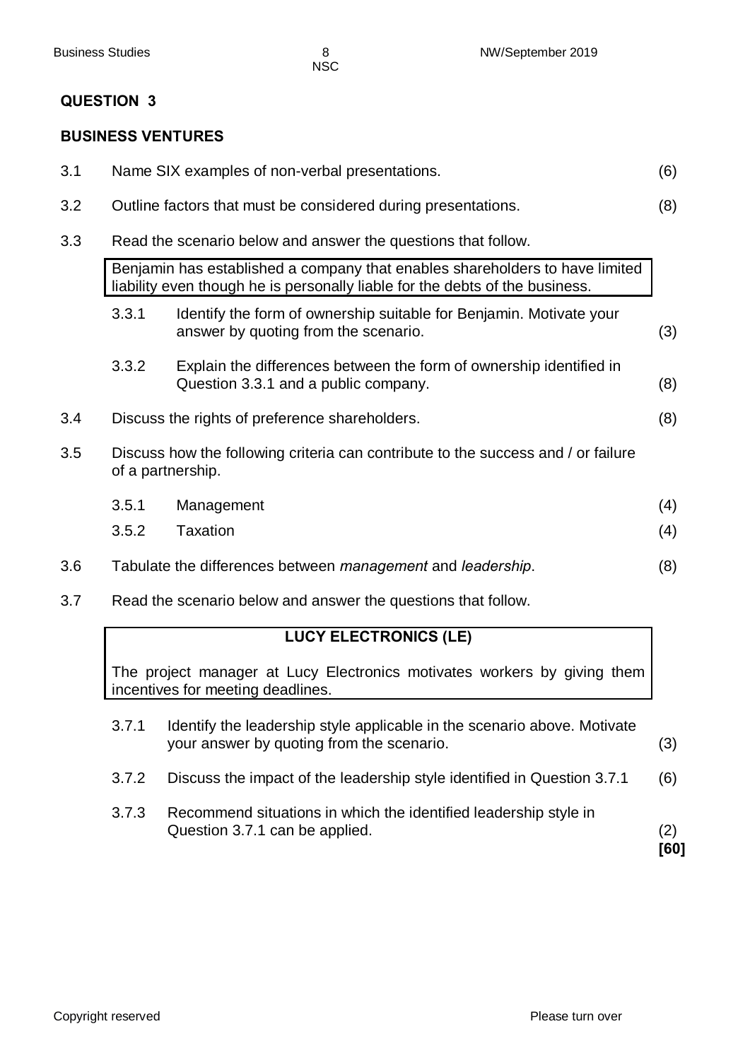## QUESTION 3

### BUSINESS VENTURES

3.1 Name SIX examples of non-verbal presentations. (6)

3.2 Outline factors that must be considered during presentations. (8)

3.3 Read the scenario below and answer the questions that follow.

> Benjamin has established a company that enables shareholders to have limited liability even though he is personally liable for the debts of the business.

3.3.1 Identify the form of ownership suitable for Benjamin. Motivate your answer by quoting from the scenario. (3)

3.3.2 Explain the differences between the form of ownership identified in Question 3.3.1 and a public company. (8)

3.4 Discuss the rights of preference shareholders. (8)

3.5 Discuss how the following criteria can contribute to the success and / or failure of a partnership.

3.5.1 Management (4)

3.5.2 Taxation (4)

3.6 Tabulate the differences between *management* and *leadership*. (8)

3.7 Read the scenario below and answer the questions that follow.

> **LUCY ELECTRONICS (LE)**
>
> The project manager at Lucy Electronics motivates workers by giving them incentives for meeting deadlines.

3.7.1 Identify the leadership style applicable in the scenario above. Motivate your answer by quoting from the scenario. (3)

3.7.2 Discuss the impact of the leadership style identified in Question 3.7.1 (6)

3.7.3 Recommend situations in which the identified leadership style in Question 3.7.1 can be applied. (2)

**[60]**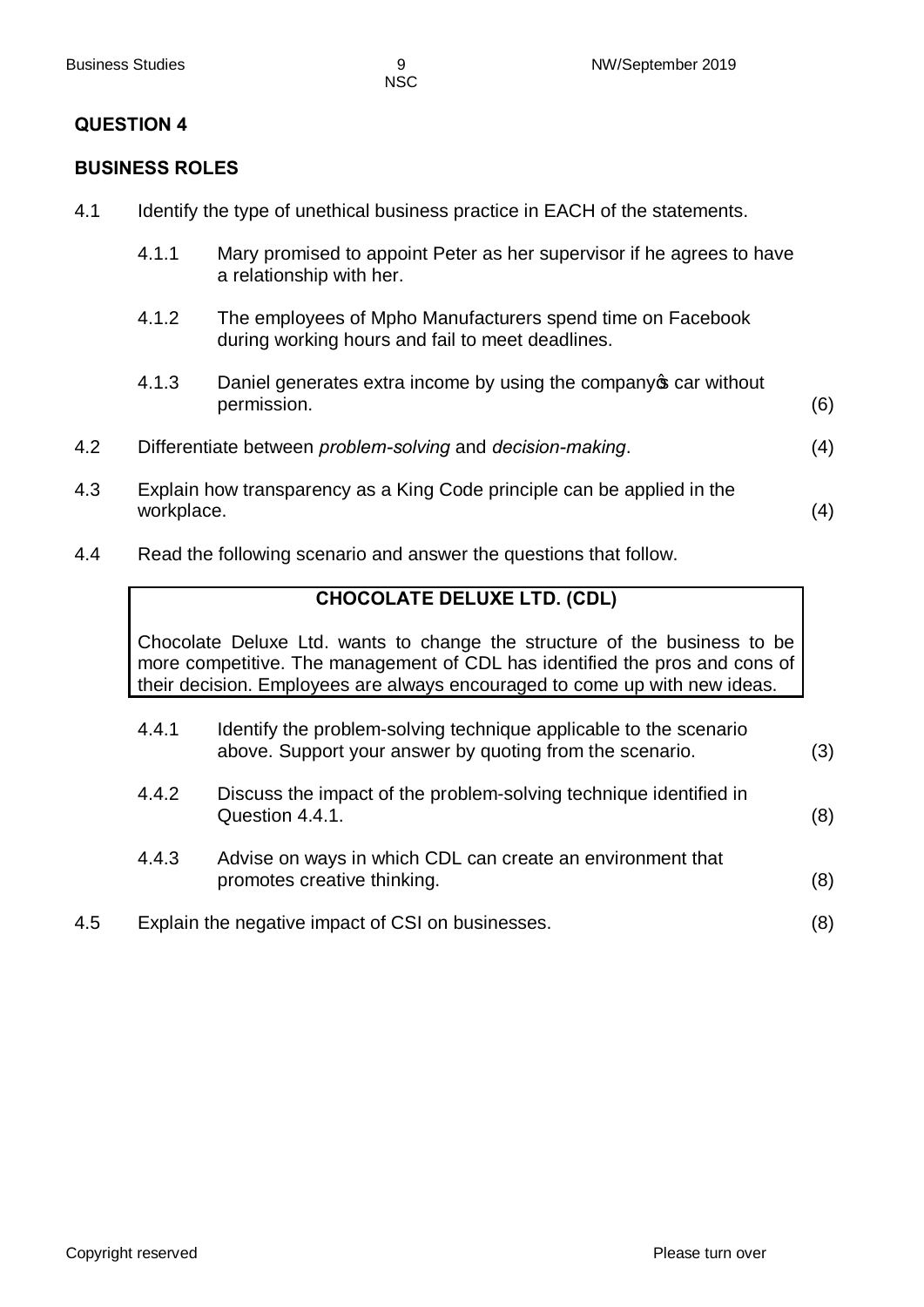## QUESTION 4

### BUSINESS ROLES

4.1 Identify the type of unethical business practice in EACH of the statements.

4.1.1 Mary promised to appoint Peter as her supervisor if he agrees to have a relationship with her.

4.1.2 The employees of Mpho Manufacturers spend time on Facebook during working hours and fail to meet deadlines.

4.1.3 Daniel generates extra income by using the company's car without permission. (6)

4.2 Differentiate between *problem-solving* and *decision-making*. (4)

4.3 Explain how transparency as a King Code principle can be applied in the workplace. (4)

4.4 Read the following scenario and answer the questions that follow.

| **CHOCOLATE DELUXE LTD. (CDL)** |
|---|
| Chocolate Deluxe Ltd. wants to change the structure of the business to be more competitive. The management of CDL has identified the pros and cons of their decision. Employees are always encouraged to come up with new ideas. |

4.4.1 Identify the problem-solving technique applicable to the scenario above. Support your answer by quoting from the scenario. (3)

4.4.2 Discuss the impact of the problem-solving technique identified in Question 4.4.1. (8)

4.4.3 Advise on ways in which CDL can create an environment that promotes creative thinking. (8)

4.5 Explain the negative impact of CSI on businesses. (8)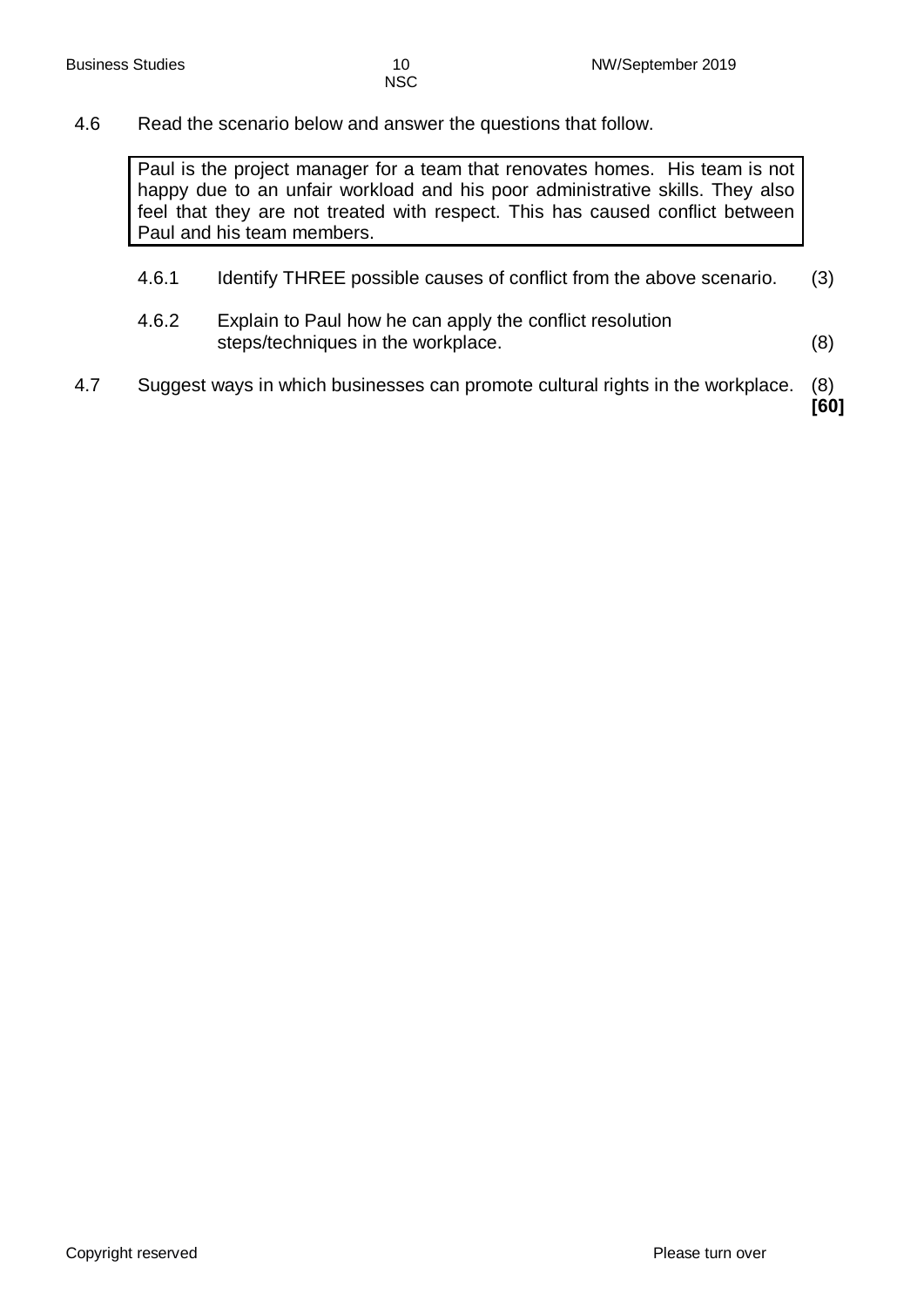4.6 Read the scenario below and answer the questions that follow.

> Paul is the project manager for a team that renovates homes. His team is not happy due to an unfair workload and his poor administrative skills. They also feel that they are not treated with respect. This has caused conflict between Paul and his team members.

4.6.1 Identify THREE possible causes of conflict from the above scenario. (3)

4.6.2 Explain to Paul how he can apply the conflict resolution steps/techniques in the workplace. (8)

4.7 Suggest ways in which businesses can promote cultural rights in the workplace. (8)
**[60]**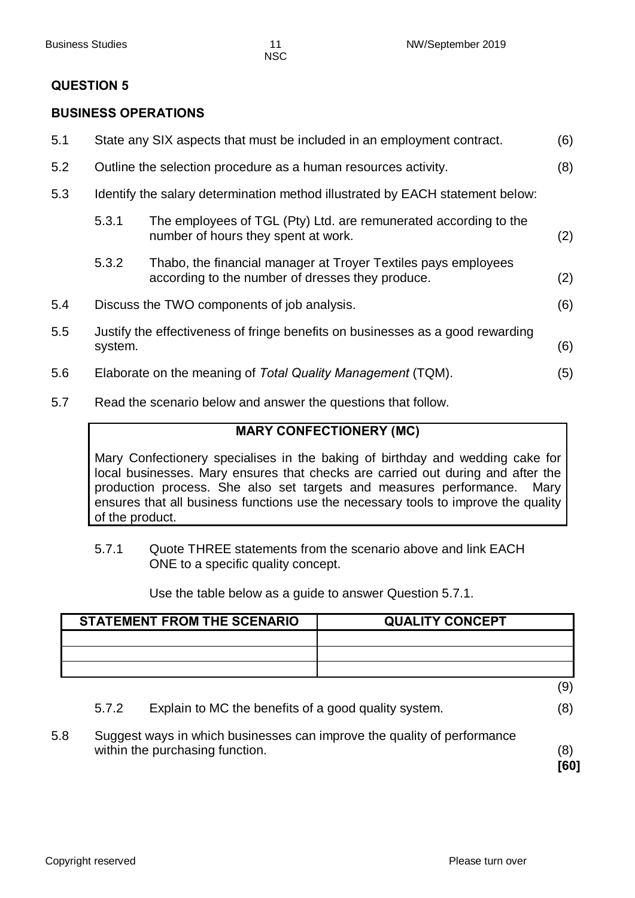## QUESTION 5

### BUSINESS OPERATIONS

5.1 State any SIX aspects that must be included in an employment contract. (6)

5.2 Outline the selection procedure as a human resources activity. (8)

5.3 Identify the salary determination method illustrated by EACH statement below:

5.3.1 The employees of TGL (Pty) Ltd. are remunerated according to the number of hours they spent at work. (2)

5.3.2 Thabo, the financial manager at Troyer Textiles pays employees according to the number of dresses they produce. (2)

5.4 Discuss the TWO components of job analysis. (6)

5.5 Justify the effectiveness of fringe benefits on businesses as a good rewarding system. (6)

5.6 Elaborate on the meaning of *Total Quality Management* (TQM). (5)

5.7 Read the scenario below and answer the questions that follow.

**MARY CONFECTIONERY (MC)**

Mary Confectionery specialises in the baking of birthday and wedding cake for local businesses. Mary ensures that checks are carried out during and after the production process. She also set targets and measures performance. Mary ensures that all business functions use the necessary tools to improve the quality of the product.

5.7.1 Quote THREE statements from the scenario above and link EACH ONE to a specific quality concept.

Use the table below as a guide to answer Question 5.7.1.

| STATEMENT FROM THE SCENARIO | QUALITY CONCEPT |
|---|---|
| | |
| | |
| | |

(9)

5.7.2 Explain to MC the benefits of a good quality system. (8)

5.8 Suggest ways in which businesses can improve the quality of performance within the purchasing function. (8)

**[60]**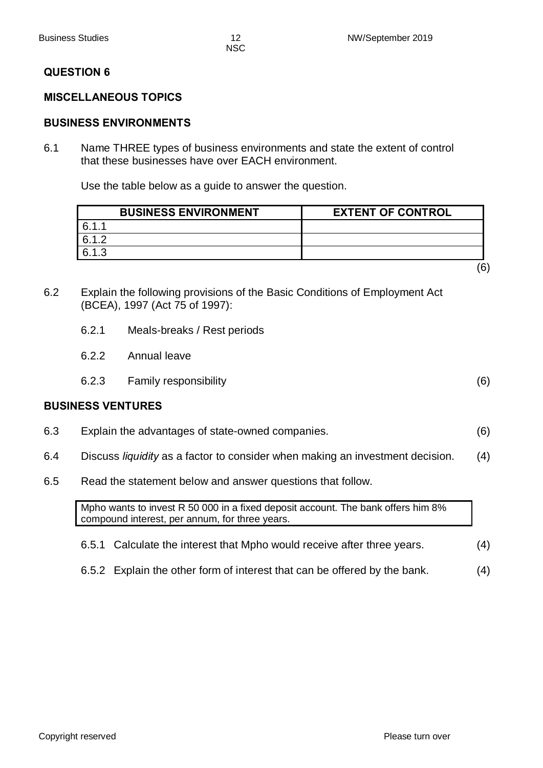## QUESTION 6

### MISCELLANEOUS TOPICS

### BUSINESS ENVIRONMENTS

6.1 Name THREE types of business environments and state the extent of control that these businesses have over EACH environment.

Use the table below as a guide to answer the question.

| BUSINESS ENVIRONMENT | EXTENT OF CONTROL |
|---|---|
| 6.1.1 | |
| 6.1.2 | |
| 6.1.3 | |

(6)

6.2 Explain the following provisions of the Basic Conditions of Employment Act (BCEA), 1997 (Act 75 of 1997):

6.2.1 Meals-breaks / Rest periods

6.2.2 Annual leave

6.2.3 Family responsibility (6)

### BUSINESS VENTURES

6.3 Explain the advantages of state-owned companies. (6)

6.4 Discuss *liquidity* as a factor to consider when making an investment decision. (4)

6.5 Read the statement below and answer questions that follow.

> Mpho wants to invest R 50 000 in a fixed deposit account. The bank offers him 8% compound interest, per annum, for three years.

6.5.1 Calculate the interest that Mpho would receive after three years. (4)

6.5.2 Explain the other form of interest that can be offered by the bank. (4)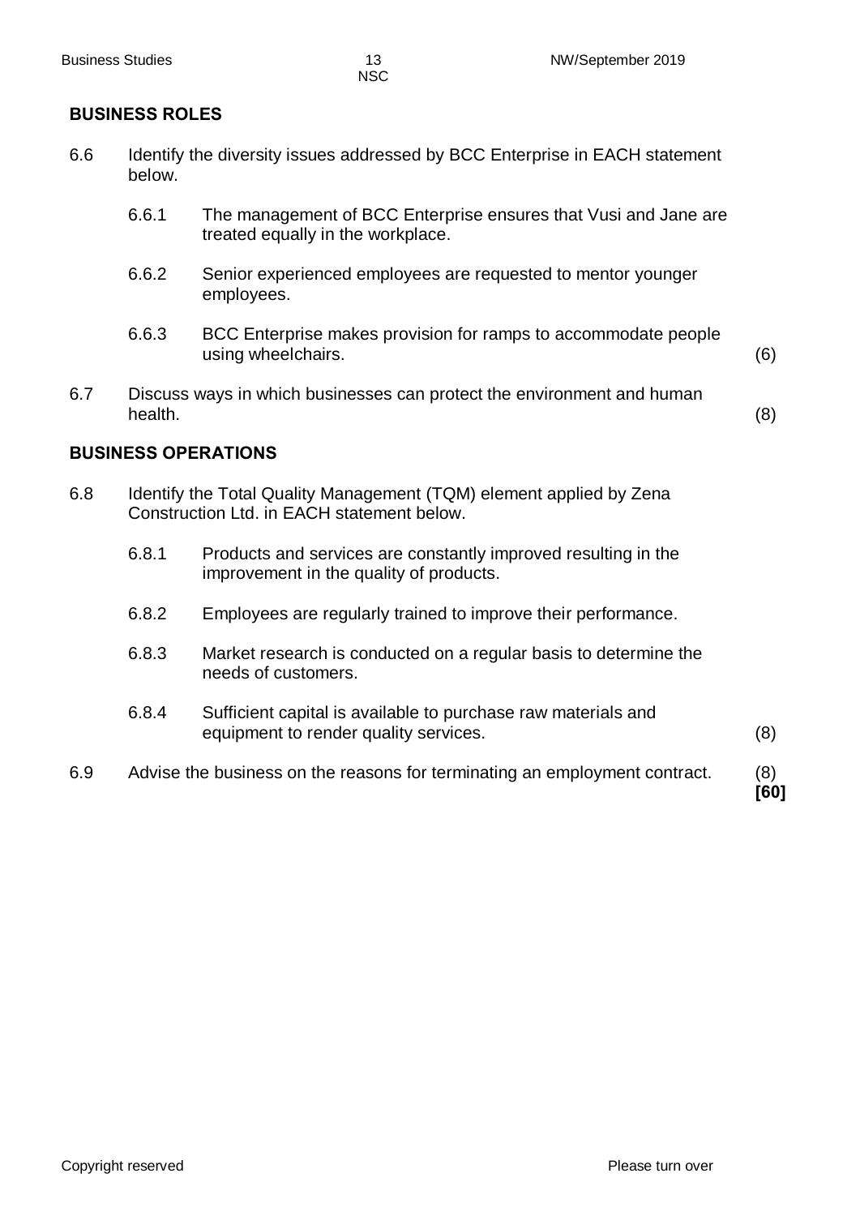## BUSINESS ROLES

6.6 Identify the diversity issues addressed by BCC Enterprise in EACH statement below.

6.6.1 The management of BCC Enterprise ensures that Vusi and Jane are treated equally in the workplace.

6.6.2 Senior experienced employees are requested to mentor younger employees.

6.6.3 BCC Enterprise makes provision for ramps to accommodate people using wheelchairs. (6)

6.7 Discuss ways in which businesses can protect the environment and human health. (8)

## BUSINESS OPERATIONS

6.8 Identify the Total Quality Management (TQM) element applied by Zena Construction Ltd. in EACH statement below.

6.8.1 Products and services are constantly improved resulting in the improvement in the quality of products.

6.8.2 Employees are regularly trained to improve their performance.

6.8.3 Market research is conducted on a regular basis to determine the needs of customers.

6.8.4 Sufficient capital is available to purchase raw materials and equipment to render quality services. (8)

6.9 Advise the business on the reasons for terminating an employment contract. (8)
**[60]**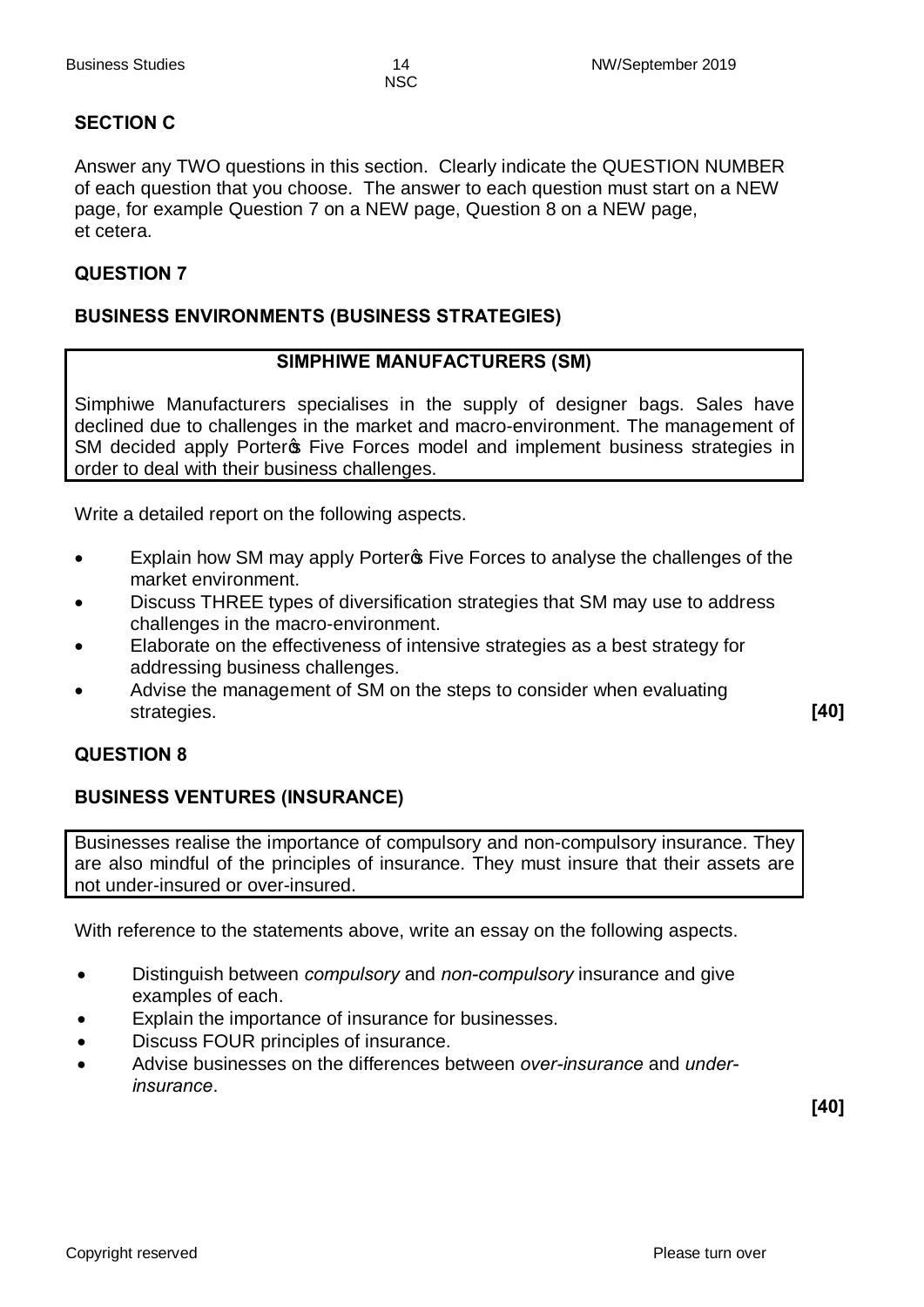## SECTION C

Answer any TWO questions in this section. Clearly indicate the QUESTION NUMBER of each question that you choose. The answer to each question must start on a NEW page, for example Question 7 on a NEW page, Question 8 on a NEW page, et cetera.

### QUESTION 7

### BUSINESS ENVIRONMENTS (BUSINESS STRATEGIES)

| **SIMPHIWE MANUFACTURERS (SM)** |
| --- |
| Simphiwe Manufacturers specialises in the supply of designer bags. Sales have declined due to challenges in the market and macro-environment. The management of SM decided apply Porter's Five Forces model and implement business strategies in order to deal with their business challenges. |

Write a detailed report on the following aspects.

- Explain how SM may apply Porter's Five Forces to analyse the challenges of the market environment.
- Discuss THREE types of diversification strategies that SM may use to address challenges in the macro-environment.
- Elaborate on the effectiveness of intensive strategies as a best strategy for addressing business challenges.
- Advise the management of SM on the steps to consider when evaluating strategies.

**[40]**

### QUESTION 8

### BUSINESS VENTURES (INSURANCE)

| Businesses realise the importance of compulsory and non-compulsory insurance. They are also mindful of the principles of insurance. They must insure that their assets are not under-insured or over-insured. |
| --- |

With reference to the statements above, write an essay on the following aspects.

- Distinguish between *compulsory* and *non-compulsory* insurance and give examples of each.
- Explain the importance of insurance for businesses.
- Discuss FOUR principles of insurance.
- Advise businesses on the differences between *over-insurance* and *under-insurance*.

**[40]**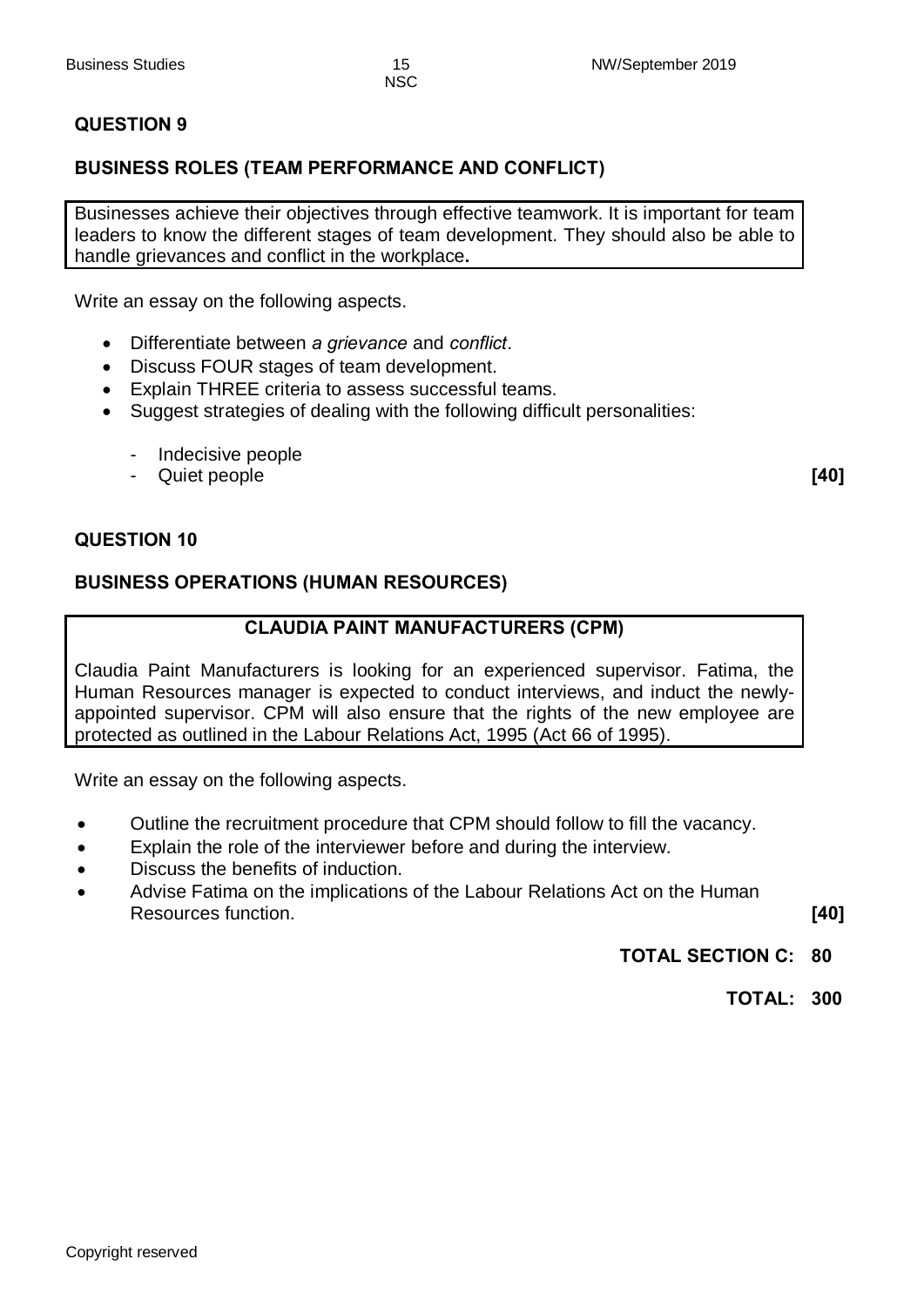## QUESTION 9

### BUSINESS ROLES (TEAM PERFORMANCE AND CONFLICT)

Businesses achieve their objectives through effective teamwork. It is important for team leaders to know the different stages of team development. They should also be able to handle grievances and conflict in the workplace**.**

Write an essay on the following aspects.

- Differentiate between *a grievance* and *conflict*.
- Discuss FOUR stages of team development.
- Explain THREE criteria to assess successful teams.
- Suggest strategies of dealing with the following difficult personalities:
  - Indecisive people
  - Quiet people **[40]**

## QUESTION 10

### BUSINESS OPERATIONS (HUMAN RESOURCES)

**CLAUDIA PAINT MANUFACTURERS (CPM)**

Claudia Paint Manufacturers is looking for an experienced supervisor. Fatima, the Human Resources manager is expected to conduct interviews, and induct the newly-appointed supervisor. CPM will also ensure that the rights of the new employee are protected as outlined in the Labour Relations Act, 1995 (Act 66 of 1995).

Write an essay on the following aspects.

- Outline the recruitment procedure that CPM should follow to fill the vacancy.
- Explain the role of the interviewer before and during the interview.
- Discuss the benefits of induction.
- Advise Fatima on the implications of the Labour Relations Act on the Human Resources function. **[40]**

**TOTAL SECTION C: 80**

**TOTAL: 300**